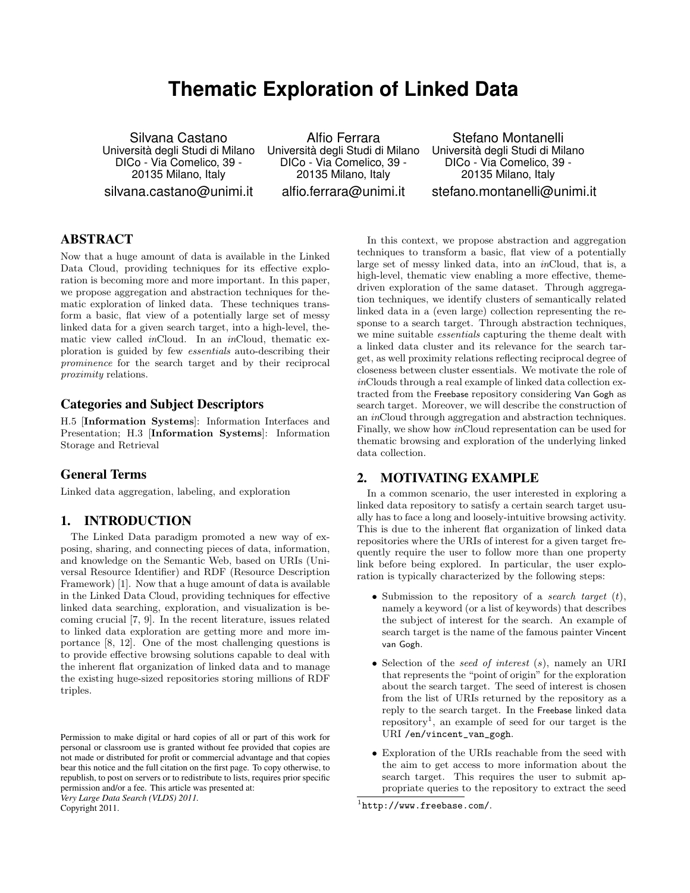# Thematic Exploration of Linked Data

Silvana Castano
Università degli Studi di Milano
DICo - Via Comelico, 39 - 20135 Milano, Italy
silvana.castano@unimi.it

Alfio Ferrara
Università degli Studi di Milano
DICo - Via Comelico, 39 - 20135 Milano, Italy
alfio.ferrara@unimi.it

Stefano Montanelli
Università degli Studi di Milano
DICo - Via Comelico, 39 - 20135 Milano, Italy
stefano.montanelli@unimi.it

## ABSTRACT

Now that a huge amount of data is available in the Linked Data Cloud, providing techniques for its effective exploration is becoming more and more important. In this paper, we propose aggregation and abstraction techniques for thematic exploration of linked data. These techniques transform a basic, flat view of a potentially large set of messy linked data for a given search target, into a high-level, thematic view called *in*Cloud. In an *in*Cloud, thematic exploration is guided by few *essentials* auto-describing their *prominence* for the search target and by their reciprocal *proximity* relations.

### Categories and Subject Descriptors

H.5 [**Information Systems**]: Information Interfaces and Presentation; H.3 [**Information Systems**]: Information Storage and Retrieval

### General Terms

Linked data aggregation, labeling, and exploration

## 1. INTRODUCTION

The Linked Data paradigm promoted a new way of exposing, sharing, and connecting pieces of data, information, and knowledge on the Semantic Web, based on URIs (Universal Resource Identifier) and RDF (Resource Description Framework) [1]. Now that a huge amount of data is available in the Linked Data Cloud, providing techniques for effective linked data searching, exploration, and visualization is becoming crucial [7, 9]. In the recent literature, issues related to linked data exploration are getting more and more importance [8, 12]. One of the most challenging questions is to provide effective browsing solutions capable to deal with the inherent flat organization of linked data and to manage the existing huge-sized repositories storing millions of RDF triples.

Permission to make digital or hard copies of all or part of this work for personal or classroom use is granted without fee provided that copies are not made or distributed for profit or commercial advantage and that copies bear this notice and the full citation on the first page. To copy otherwise, to republish, to post on servers or to redistribute to lists, requires prior specific permission and/or a fee. This article was presented at:
*Very Large Data Search (VLDS) 2011.*
Copyright 2011.

In this context, we propose abstraction and aggregation techniques to transform a basic, flat view of a potentially large set of messy linked data, into an *in*Cloud, that is, a high-level, thematic view enabling a more effective, theme-driven exploration of the same dataset. Through aggregation techniques, we identify clusters of semantically related linked data in a (even large) collection representing the response to a search target. Through abstraction techniques, we mine suitable *essentials* capturing the theme dealt with a linked data cluster and its relevance for the search target, as well proximity relations reflecting reciprocal degree of closeness between cluster essentials. We motivate the role of *in*Clouds through a real example of linked data collection extracted from the Freebase repository considering Van Gogh as search target. Moreover, we will describe the construction of an *in*Cloud through aggregation and abstraction techniques. Finally, we show how *in*Cloud representation can be used for thematic browsing and exploration of the underlying linked data collection.

## 2. MOTIVATING EXAMPLE

In a common scenario, the user interested in exploring a linked data repository to satisfy a certain search target usually has to face a long and loosely-intuitive browsing activity. This is due to the inherent flat organization of linked data repositories where the URIs of interest for a given target frequently require the user to follow more than one property link before being explored. In particular, the user exploration is typically characterized by the following steps:

- Submission to the repository of a *search target* ($t$), namely a keyword (or a list of keywords) that describes the subject of interest for the search. An example of search target is the name of the famous painter Vincent van Gogh.
- Selection of the *seed of interest* ($s$), namely an URI that represents the "point of origin" for the exploration about the search target. The seed of interest is chosen from the list of URIs returned by the repository as a reply to the search target. In the Freebase linked data repository[1], an example of seed for our target is the URI /en/vincent_van_gogh.
- Exploration of the URIs reachable from the seed with the aim to get access to more information about the search target. This requires the user to submit appropriate queries to the repository to extract the seed

[1] http://www.freebase.com/.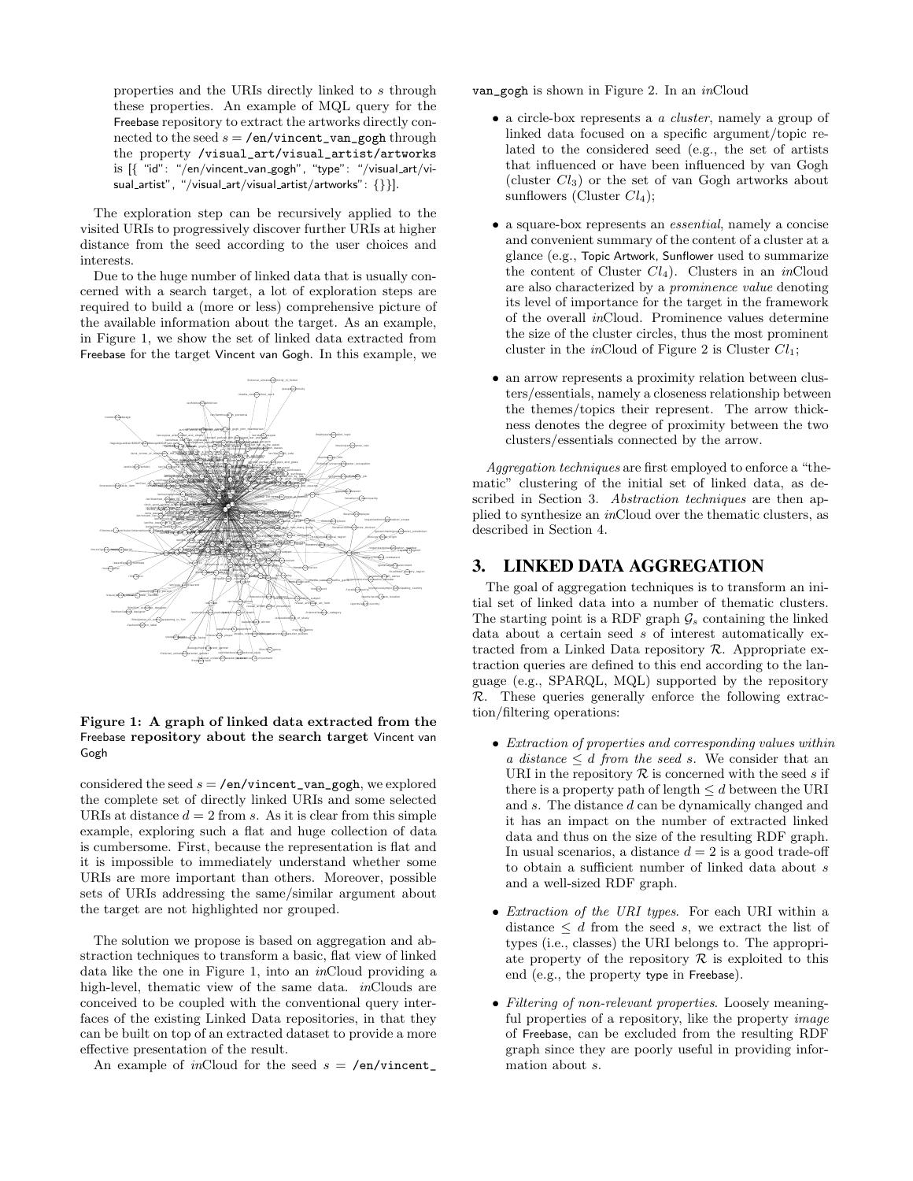properties and the URIs directly linked to $s$ through these properties. An example of MQL query for the Freebase repository to extract the artworks directly connected to the seed $s$ = `/en/vincent_van_gogh` through the property `/visual_art/visual_artist/artworks` is [{ "id": "/en/vincent_van_gogh", "type": "/visual_art/visual_artist", "/visual_art/visual_artist/artworks": {}}].

The exploration step can be recursively applied to the visited URIs to progressively discover further URIs at higher distance from the seed according to the user choices and interests.

Due to the huge number of linked data that is usually concerned with a search target, a lot of exploration steps are required to build a (more or less) comprehensive picture of the available information about the target. As an example, in Figure 1, we show the set of linked data extracted from Freebase for the target Vincent van Gogh. In this example, we considered the seed $s$ = `/en/vincent_van_gogh`, we explored the complete set of directly linked URIs and some selected URIs at distance $d = 2$ from $s$. As it is clear from this simple example, exploring such a flat and huge collection of data is cumbersome. First, because the representation is flat and it is impossible to immediately understand whether some URIs are more important than others. Moreover, possible sets of URIs addressing the same/similar argument about the target are not highlighted nor grouped.

**Figure 1: A graph of linked data extracted from the Freebase repository about the search target Vincent van Gogh**

The solution we propose is based on aggregation and abstraction techniques to transform a basic, flat view of linked data like the one in Figure 1, into an *in*Cloud providing a high-level, thematic view of the same data. *in*Clouds are conceived to be coupled with the conventional query interfaces of the existing Linked Data repositories, in that they can be built on top of an extracted dataset to provide a more effective presentation of the result.

An example of *in*Cloud for the seed $s$ = `/en/vincent_van_gogh` is shown in Figure 2. In an *in*Cloud

- a circle-box represents a *a cluster*, namely a group of linked data focused on a specific argument/topic related to the considered seed (e.g., the set of artists that influenced or have been influenced by van Gogh (cluster $Cl_3$) or the set of van Gogh artworks about sunflowers (Cluster $Cl_4$);
- a square-box represents an *essential*, namely a concise and convenient summary of the content of a cluster at a glance (e.g., Topic Artwork, Sunflower used to summarize the content of Cluster $Cl_4$). Clusters in an *in*Cloud are also characterized by a *prominence value* denoting its level of importance for the target in the framework of the overall *in*Cloud. Prominence values determine the size of the cluster circles, thus the most prominent cluster in the *in*Cloud of Figure 2 is Cluster $Cl_1$;
- an arrow represents a proximity relation between clusters/essentials, namely a closeness relationship between the themes/topics their represent. The arrow thickness denotes the degree of proximity between the two clusters/essentials connected by the arrow.

*Aggregation techniques* are first employed to enforce a "thematic" clustering of the initial set of linked data, as described in Section 3. *Abstraction techniques* are then applied to synthesize an *in*Cloud over the thematic clusters, as described in Section 4.

# 3. LINKED DATA AGGREGATION

The goal of aggregation techniques is to transform an initial set of linked data into a number of thematic clusters. The starting point is a RDF graph $\mathcal{G}_s$ containing the linked data about a certain seed $s$ of interest automatically extracted from a Linked Data repository $\mathcal{R}$. Appropriate extraction queries are defined to this end according to the language (e.g., SPARQL, MQL) supported by the repository $\mathcal{R}$. These queries generally enforce the following extraction/filtering operations:

- *Extraction of properties and corresponding values within a distance $\leq d$ from the seed $s$.* We consider that an URI in the repository $\mathcal{R}$ is concerned with the seed $s$ if there is a property path of length $\leq d$ between the URI and $s$. The distance $d$ can be dynamically changed and it has an impact on the number of extracted linked data and thus on the size of the resulting RDF graph. In usual scenarios, a distance $d = 2$ is a good trade-off to obtain a sufficient number of linked data about $s$ and a well-sized RDF graph.
- *Extraction of the URI types.* For each URI within a distance $\leq d$ from the seed $s$, we extract the list of types (i.e., classes) the URI belongs to. The appropriate property of the repository $\mathcal{R}$ is exploited to this end (e.g., the property type in Freebase).
- *Filtering of non-relevant properties.* Loosely meaningful properties of a repository, like the property *image* of Freebase, can be excluded from the resulting RDF graph since they are poorly useful in providing information about $s$.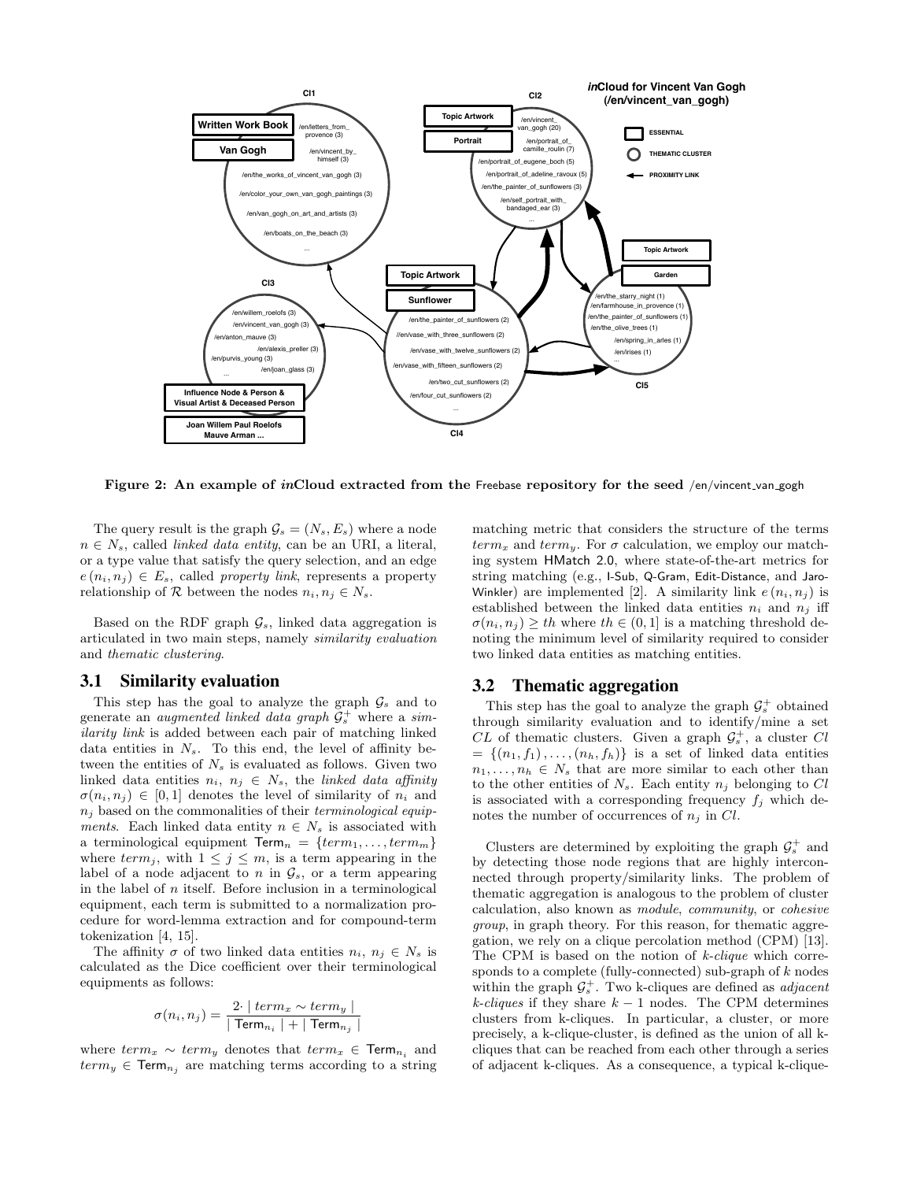**Figure 2: An example of *in*Cloud extracted from the Freebase repository for the seed /en/vincent_van_gogh**

The query result is the graph $\mathcal{G}_s = (N_s, E_s)$ where a node $n \in N_s$, called *linked data entity*, can be an URI, a literal, or a type value that satisfy the query selection, and an edge $e(n_i, n_j) \in E_s$, called *property link*, represents a property relationship of $\mathcal{R}$ between the nodes $n_i, n_j \in N_s$.

Based on the RDF graph $\mathcal{G}_s$, linked data aggregation is articulated in two main steps, namely *similarity evaluation* and *thematic clustering*.

## 3.1 Similarity evaluation

This step has the goal to analyze the graph $\mathcal{G}_s$ and to generate an *augmented linked data graph* $\mathcal{G}_s^+$ where a *similarity link* is added between each pair of matching linked data entities in $N_s$. To this end, the level of affinity between the entities of $N_s$ is evaluated as follows. Given two linked data entities $n_i$, $n_j \in N_s$, the *linked data affinity* $\sigma(n_i, n_j) \in [0, 1]$ denotes the level of similarity of $n_i$ and $n_j$ based on the commonalities of their *terminological equipments*. Each linked data entity $n \in N_s$ is associated with a terminological equipment $\mathsf{Term}_n = \{term_1, \ldots, term_m\}$ where $term_j$, with $1 \leq j \leq m$, is a term appearing in the label of a node adjacent to $n$ in $\mathcal{G}_s$, or a term appearing in the label of $n$ itself. Before inclusion in a terminological equipment, each term is submitted to a normalization procedure for word-lemma extraction and for compound-term tokenization [4, 15].

The affinity $\sigma$ of two linked data entities $n_i$, $n_j \in N_s$ is calculated as the Dice coefficient over their terminological equipments as follows:

$$\sigma(n_i, n_j) = \frac{2 \cdot \mid term_x \sim term_y \mid}{\mid \mathsf{Term}_{n_i} \mid + \mid \mathsf{Term}_{n_j} \mid}$$

where $term_x \sim term_y$ denotes that $term_x \in \mathsf{Term}_{n_i}$ and $term_y \in \mathsf{Term}_{n_j}$ are matching terms according to a string matching metric that considers the structure of the terms $term_x$ and $term_y$. For $\sigma$ calculation, we employ our matching system HMatch 2.0, where state-of-the-art metrics for string matching (e.g., I-Sub, Q-Gram, Edit-Distance, and Jaro-Winkler) are implemented [2]. A similarity link $e(n_i, n_j)$ is established between the linked data entities $n_i$ and $n_j$ iff $\sigma(n_i, n_j) \geq th$ where $th \in (0, 1]$ is a matching threshold denoting the minimum level of similarity required to consider two linked data entities as matching entities.

## 3.2 Thematic aggregation

This step has the goal to analyze the graph $\mathcal{G}_s^+$ obtained through similarity evaluation and to identify/mine a set $CL$ of thematic clusters. Given a graph $\mathcal{G}_s^+$, a cluster $Cl = \{(n_1, f_1), \ldots, (n_h, f_h)\}$ is a set of linked data entities $n_1, \ldots, n_h \in N_s$ that are more similar to each other than to the other entities of $N_s$. Each entity $n_j$ belonging to $Cl$ is associated with a corresponding frequency $f_j$ which denotes the number of occurrences of $n_j$ in $Cl$.

Clusters are determined by exploiting the graph $\mathcal{G}_s^+$ and by detecting those node regions that are highly interconnected through property/similarity links. The problem of thematic aggregation is analogous to the problem of cluster calculation, also known as *module*, *community*, or *cohesive group*, in graph theory. For this reason, for thematic aggregation, we rely on a clique percolation method (CPM) [13]. The CPM is based on the notion of *k-clique* which corresponds to a complete (fully-connected) sub-graph of $k$ nodes within the graph $\mathcal{G}_s^+$. Two k-cliques are defined as *adjacent k-cliques* if they share $k - 1$ nodes. The CPM determines clusters from k-cliques. In particular, a cluster, or more precisely, a k-clique-cluster, is defined as the union of all k-cliques that can be reached from each other through a series of adjacent k-cliques. As a consequence, a typical k-clique-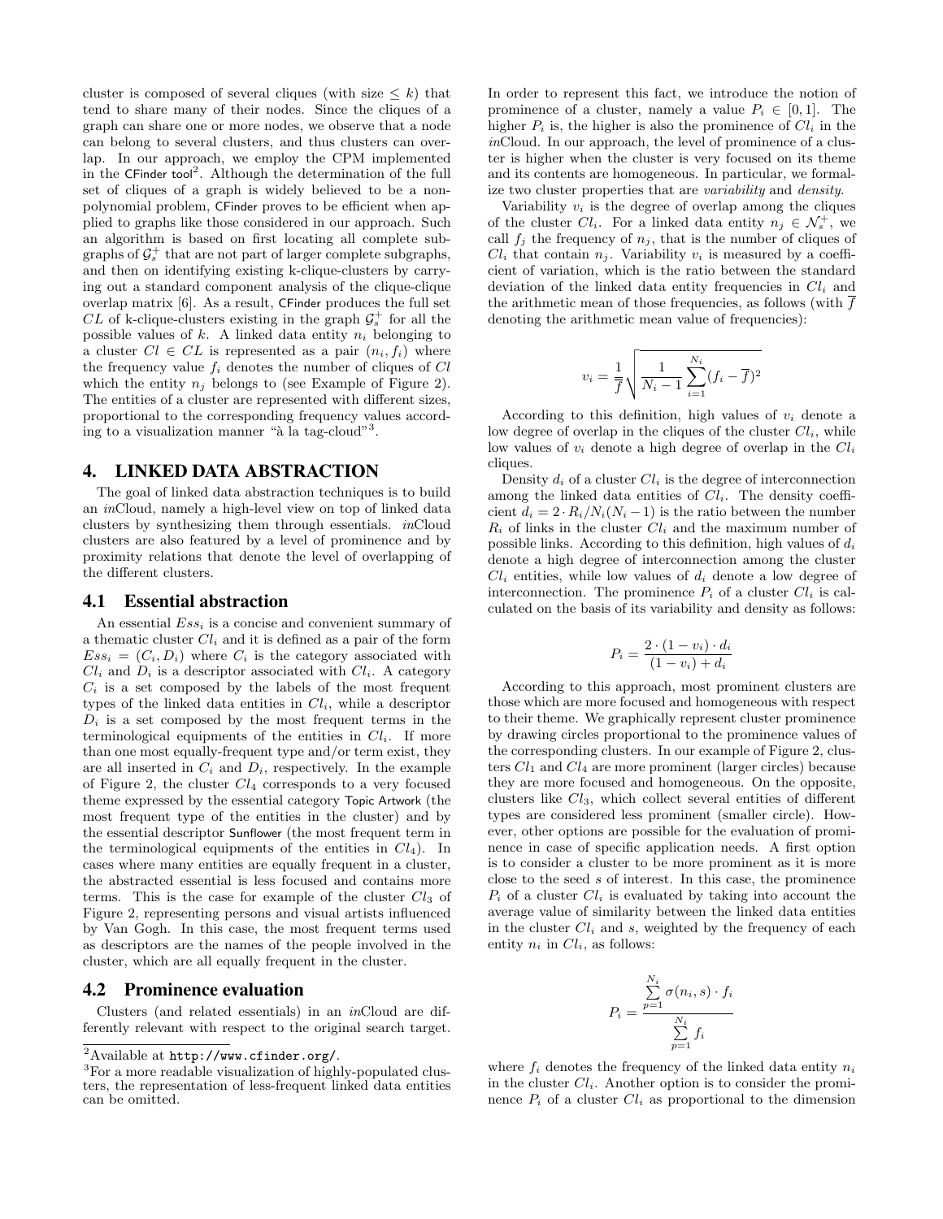cluster is composed of several cliques (with size $\leq k$) that tend to share many of their nodes. Since the cliques of a graph can share one or more nodes, we observe that a node can belong to several clusters, and thus clusters can overlap. In our approach, we employ the CPM implemented in the CFinder tool[2]. Although the determination of the full set of cliques of a graph is widely believed to be a non-polynomial problem, CFinder proves to be efficient when applied to graphs like those considered in our approach. Such an algorithm is based on first locating all complete subgraphs of $\mathcal{G}_s^+$ that are not part of larger complete subgraphs, and then on identifying existing k-clique-clusters by carrying out a standard component analysis of the clique-clique overlap matrix [6]. As a result, CFinder produces the full set $CL$ of k-clique-clusters existing in the graph $\mathcal{G}_s^+$ for all the possible values of $k$. A linked data entity $n_i$ belonging to a cluster $Cl \in CL$ is represented as a pair $(n_i, f_i)$ where the frequency value $f_i$ denotes the number of cliques of $Cl$ which the entity $n_j$ belongs to (see Example of Figure 2). The entities of a cluster are represented with different sizes, proportional to the corresponding frequency values according to a visualization manner "à la tag-cloud"[3].

## 4. LINKED DATA ABSTRACTION

The goal of linked data abstraction techniques is to build an *in*Cloud, namely a high-level view on top of linked data clusters by synthesizing them through essentials. *in*Cloud clusters are also featured by a level of prominence and by proximity relations that denote the level of overlapping of the different clusters.

### 4.1 Essential abstraction

An essential $Ess_i$ is a concise and convenient summary of a thematic cluster $Cl_i$ and it is defined as a pair of the form $Ess_i = (C_i, D_i)$ where $C_i$ is the category associated with $Cl_i$ and $D_i$ is a descriptor associated with $Cl_i$. A category $C_i$ is a set composed by the labels of the most frequent types of the linked data entities in $Cl_i$, while a descriptor $D_i$ is a set composed by the most frequent terms in the terminological equipments of the entities in $Cl_i$. If more than one most equally-frequent type and/or term exist, they are all inserted in $C_i$ and $D_i$, respectively. In the example of Figure 2, the cluster $Cl_4$ corresponds to a very focused theme expressed by the essential category Topic Artwork (the most frequent type of the entities in the cluster) and by the essential descriptor Sunflower (the most frequent term in the terminological equipments of the entities in $Cl_4$). In cases where many entities are equally frequent in a cluster, the abstracted essential is less focused and contains more terms. This is the case for example of the cluster $Cl_3$ of Figure 2, representing persons and visual artists influenced by Van Gogh. In this case, the most frequent terms used as descriptors are the names of the people involved in the cluster, which are all equally frequent in the cluster.

### 4.2 Prominence evaluation

Clusters (and related essentials) in an *in*Cloud are differently relevant with respect to the original search target. In order to represent this fact, we introduce the notion of prominence of a cluster, namely a value $P_i \in [0, 1]$. The higher $P_i$ is, the higher is also the prominence of $Cl_i$ in the *in*Cloud. In our approach, the level of prominence of a cluster is higher when the cluster is very focused on its theme and its contents are homogeneous. In particular, we formalize two cluster properties that are *variability* and *density*.

Variability $v_i$ is the degree of overlap among the cliques of the cluster $Cl_i$. For a linked data entity $n_j \in \mathcal{N}_s^+$, we call $f_j$ the frequency of $n_j$, that is the number of cliques of $Cl_i$ that contain $n_j$. Variability $v_i$ is measured by a coefficient of variation, which is the ratio between the standard deviation of the linked data entity frequencies in $Cl_i$ and the arithmetic mean of those frequencies, as follows (with $\overline{f}$ denoting the arithmetic mean value of frequencies):

$$v_i = \frac{1}{\overline{f}} \sqrt{\frac{1}{N_i - 1} \sum_{i=1}^{N_i} (f_i - \overline{f})^2}$$

According to this definition, high values of $v_i$ denote a low degree of overlap in the cliques of the cluster $Cl_i$, while low values of $v_i$ denote a high degree of overlap in the $Cl_i$ cliques.

Density $d_i$ of a cluster $Cl_i$ is the degree of interconnection among the linked data entities of $Cl_i$. The density coefficient $d_i = 2 \cdot R_i / N_i(N_i - 1)$ is the ratio between the number $R_i$ of links in the cluster $Cl_i$ and the maximum number of possible links. According to this definition, high values of $d_i$ denote a high degree of interconnection among the cluster $Cl_i$ entities, while low values of $d_i$ denote a low degree of interconnection. The prominence $P_i$ of a cluster $Cl_i$ is calculated on the basis of its variability and density as follows:

$$P_i = \frac{2 \cdot (1 - v_i) \cdot d_i}{(1 - v_i) + d_i}$$

According to this approach, most prominent clusters are those which are more focused and homogeneous with respect to their theme. We graphically represent cluster prominence by drawing circles proportional to the prominence values of the corresponding clusters. In our example of Figure 2, clusters $Cl_1$ and $Cl_4$ are more prominent (larger circles) because they are more focused and homogeneous. On the opposite, clusters like $Cl_3$, which collect several entities of different types are considered less prominent (smaller circle). However, other options are possible for the evaluation of prominence in case of specific application needs. A first option is to consider a cluster to be more prominent as it is more close to the seed $s$ of interest. In this case, the prominence $P_i$ of a cluster $Cl_i$ is evaluated by taking into account the average value of similarity between the linked data entities in the cluster $Cl_i$ and $s$, weighted by the frequency of each entity $n_i$ in $Cl_i$, as follows:

$$P_i = \frac{\sum_{p=1}^{N_i} \sigma(n_i, s) \cdot f_i}{\sum_{p=1}^{N_i} f_i}$$

where $f_i$ denotes the frequency of the linked data entity $n_i$ in the cluster $Cl_i$. Another option is to consider the prominence $P_i$ of a cluster $Cl_i$ as proportional to the dimension

[2]Available at http://www.cfinder.org/.

[3]For a more readable visualization of highly-populated clusters, the representation of less-frequent linked data entities can be omitted.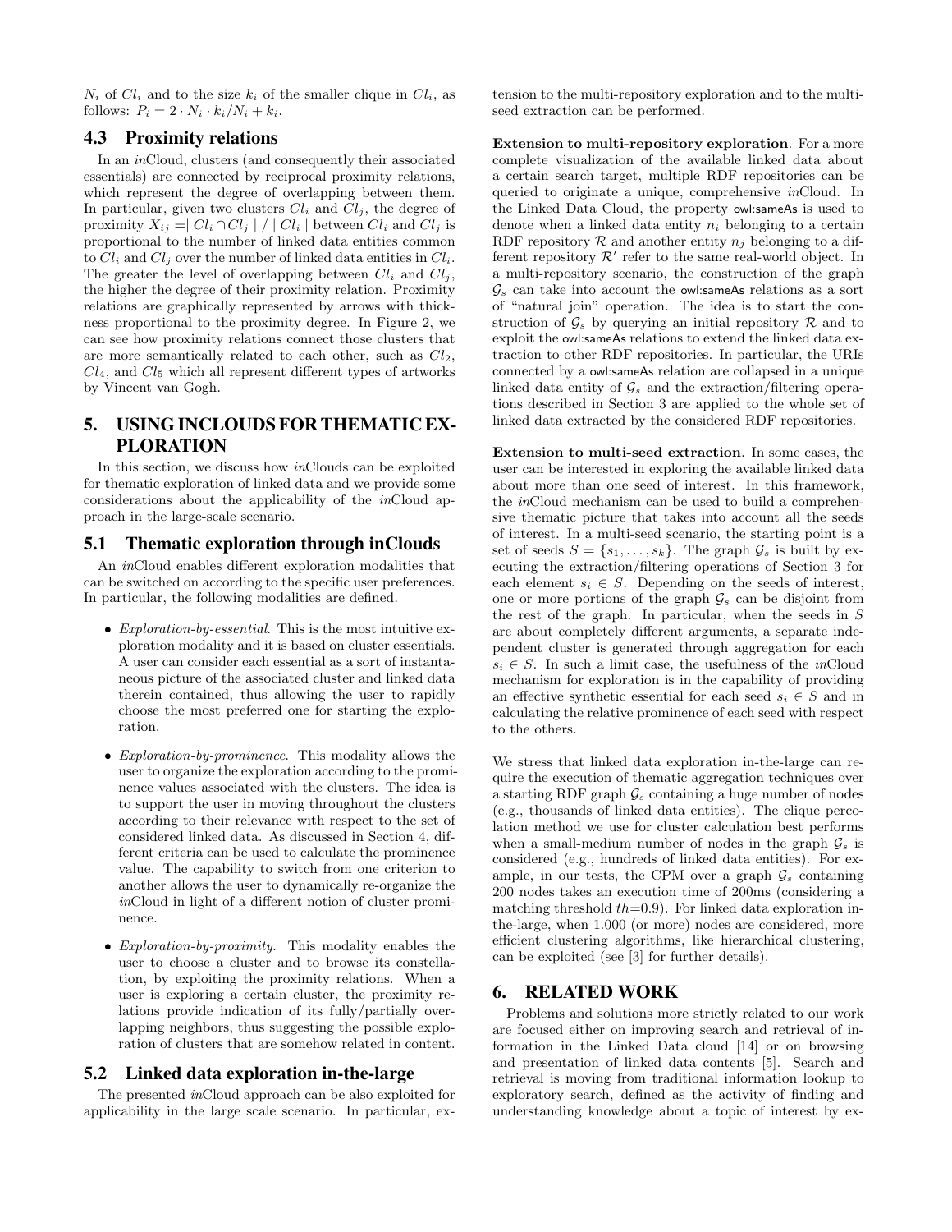$N_i$ of $Cl_i$ and to the size $k_i$ of the smaller clique in $Cl_i$, as follows: $P_i = 2 \cdot N_i \cdot k_i / N_i + k_i$.

### 4.3 Proximity relations

In an *in*Cloud, clusters (and consequently their associated essentials) are connected by reciprocal proximity relations, which represent the degree of overlapping between them. In particular, given two clusters $Cl_i$ and $Cl_j$, the degree of proximity $X_{ij} = | Cl_i \cap Cl_j | / | Cl_i |$ between $Cl_i$ and $Cl_j$ is proportional to the number of linked data entities common to $Cl_i$ and $Cl_j$ over the number of linked data entities in $Cl_i$. The greater the level of overlapping between $Cl_i$ and $Cl_j$, the higher the degree of their proximity relation. Proximity relations are graphically represented by arrows with thickness proportional to the proximity degree. In Figure 2, we can see how proximity relations connect those clusters that are more semantically related to each other, such as $Cl_2$, $Cl_4$, and $Cl_5$ which all represent different types of artworks by Vincent van Gogh.

## 5. USING INCLOUDS FOR THEMATIC EXPLORATION

In this section, we discuss how *in*Clouds can be exploited for thematic exploration of linked data and we provide some considerations about the applicability of the *in*Cloud approach in the large-scale scenario.

### 5.1 Thematic exploration through inClouds

An *in*Cloud enables different exploration modalities that can be switched on according to the specific user preferences. In particular, the following modalities are defined.

- *Exploration-by-essential*. This is the most intuitive exploration modality and it is based on cluster essentials. A user can consider each essential as a sort of instantaneous picture of the associated cluster and linked data therein contained, thus allowing the user to rapidly choose the most preferred one for starting the exploration.
- *Exploration-by-prominence*. This modality allows the user to organize the exploration according to the prominence values associated with the clusters. The idea is to support the user in moving throughout the clusters according to their relevance with respect to the set of considered linked data. As discussed in Section 4, different criteria can be used to calculate the prominence value. The capability to switch from one criterion to another allows the user to dynamically re-organize the *in*Cloud in light of a different notion of cluster prominence.
- *Exploration-by-proximity*. This modality enables the user to choose a cluster and to browse its constellation, by exploiting the proximity relations. When a user is exploring a certain cluster, the proximity relations provide indication of its fully/partially overlapping neighbors, thus suggesting the possible exploration of clusters that are somehow related in content.

### 5.2 Linked data exploration in-the-large

The presented *in*Cloud approach can be also exploited for applicability in the large scale scenario. In particular, extension to the multi-repository exploration and to the multi-seed extraction can be performed.

**Extension to multi-repository exploration**. For a more complete visualization of the available linked data about a certain search target, multiple RDF repositories can be queried to originate a unique, comprehensive *in*Cloud. In the Linked Data Cloud, the property owl:sameAs is used to denote when a linked data entity $n_i$ belonging to a certain RDF repository $\mathcal{R}$ and another entity $n_j$ belonging to a different repository $\mathcal{R}'$ refer to the same real-world object. In a multi-repository scenario, the construction of the graph $\mathcal{G}_s$ can take into account the owl:sameAs relations as a sort of "natural join" operation. The idea is to start the construction of $\mathcal{G}_s$ by querying an initial repository $\mathcal{R}$ and to exploit the owl:sameAs relations to extend the linked data extraction to other RDF repositories. In particular, the URIs connected by a owl:sameAs relation are collapsed in a unique linked data entity of $\mathcal{G}_s$ and the extraction/filtering operations described in Section 3 are applied to the whole set of linked data extracted by the considered RDF repositories.

**Extension to multi-seed extraction**. In some cases, the user can be interested in exploring the available linked data about more than one seed of interest. In this framework, the *in*Cloud mechanism can be used to build a comprehensive thematic picture that takes into account all the seeds of interest. In a multi-seed scenario, the starting point is a set of seeds $S = \{s_1, \ldots, s_k\}$. The graph $\mathcal{G}_s$ is built by executing the extraction/filtering operations of Section 3 for each element $s_i \in S$. Depending on the seeds of interest, one or more portions of the graph $\mathcal{G}_s$ can be disjoint from the rest of the graph. In particular, when the seeds in $S$ are about completely different arguments, a separate independent cluster is generated through aggregation for each $s_i \in S$. In such a limit case, the usefulness of the *in*Cloud mechanism for exploration is in the capability of providing an effective synthetic essential for each seed $s_i \in S$ and in calculating the relative prominence of each seed with respect to the others.

We stress that linked data exploration in-the-large can require the execution of thematic aggregation techniques over a starting RDF graph $\mathcal{G}_s$ containing a huge number of nodes (e.g., thousands of linked data entities). The clique percolation method we use for cluster calculation best performs when a small-medium number of nodes in the graph $\mathcal{G}_s$ is considered (e.g., hundreds of linked data entities). For example, in our tests, the CPM over a graph $\mathcal{G}_s$ containing 200 nodes takes an execution time of 200ms (considering a matching threshold $th$=0.9). For linked data exploration in-the-large, when 1.000 (or more) nodes are considered, more efficient clustering algorithms, like hierarchical clustering, can be exploited (see [3] for further details).

## 6. RELATED WORK

Problems and solutions more strictly related to our work are focused either on improving search and retrieval of information in the Linked Data cloud [14] or on browsing and presentation of linked data contents [5]. Search and retrieval is moving from traditional information lookup to exploratory search, defined as the activity of finding and understanding knowledge about a topic of interest by ex-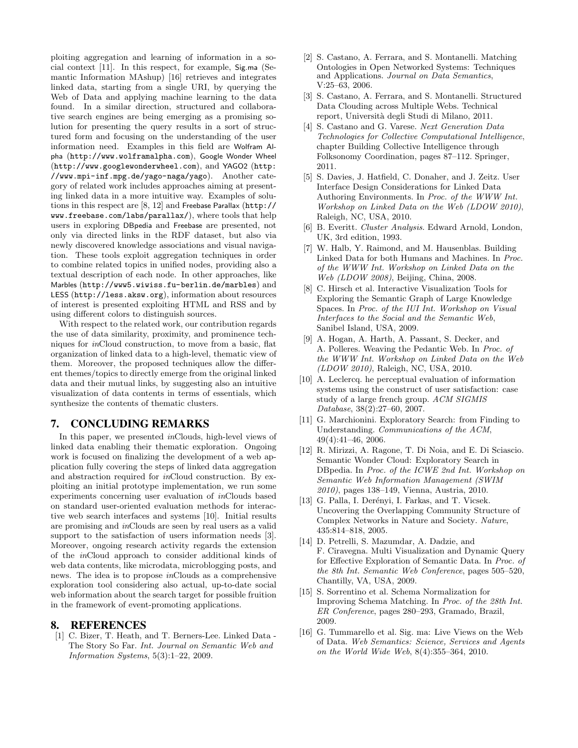ploiting aggregation and learning of information in a social context [11]. In this respect, for example, Sig.ma (Semantic Information MAshup) [16] retrieves and integrates linked data, starting from a single URI, by querying the Web of Data and applying machine learning to the data found. In a similar direction, structured and collaborative search engines are being emerging as a promising solution for presenting the query results in a sort of structured form and focusing on the understanding of the user information need. Examples in this field are Wolfram Alpha (http://www.wolframalpha.com), Google Wonder Wheel (http://www.googlewonderwheel.com), and YAGO2 (http://www.mpi-inf.mpg.de/yago-naga/yago). Another category of related work includes approaches aiming at presenting linked data in a more intuitive way. Examples of solutions in this respect are [8, 12] and Freebase Parallax (http://www.freebase.com/labs/parallax/), where tools that help users in exploring DBpedia and Freebase are presented, not only via directed links in the RDF dataset, but also via newly discovered knowledge associations and visual navigation. These tools exploit aggregation techniques in order to combine related topics in unified nodes, providing also a textual description of each node. In other approaches, like Marbles (http://www5.wiwiss.fu-berlin.de/marbles) and LESS (http://less.aksw.org), information about resources of interest is presented exploiting HTML and RSS and by using different colors to distinguish sources.

With respect to the related work, our contribution regards the use of data similarity, proximity, and prominence techniques for *in*Cloud construction, to move from a basic, flat organization of linked data to a high-level, thematic view of them. Moreover, the proposed techniques allow the different themes/topics to directly emerge from the original linked data and their mutual links, by suggesting also an intuitive visualization of data contents in terms of essentials, which synthesize the contents of thematic clusters.

## 7. CONCLUDING REMARKS

In this paper, we presented *in*Clouds, high-level views of linked data enabling their thematic exploration. Ongoing work is focused on finalizing the development of a web application fully covering the steps of linked data aggregation and abstraction required for *in*Cloud construction. By exploiting an initial prototype implementation, we run some experiments concerning user evaluation of *in*Clouds based on standard user-oriented evaluation methods for interactive web search interfaces and systems [10]. Initial results are promising and *in*Clouds are seen by real users as a valid support to the satisfaction of users information needs [3]. Moreover, ongoing research activity regards the extension of the *in*Cloud approach to consider additional kinds of web data contents, like microdata, microblogging posts, and news. The idea is to propose *in*Clouds as a comprehensive exploration tool considering also actual, up-to-date social web information about the search target for possible fruition in the framework of event-promoting applications.

## 8. REFERENCES

[1] C. Bizer, T. Heath, and T. Berners-Lee. Linked Data - The Story So Far. *Int. Journal on Semantic Web and Information Systems*, 5(3):1–22, 2009.

[2] S. Castano, A. Ferrara, and S. Montanelli. Matching Ontologies in Open Networked Systems: Techniques and Applications. *Journal on Data Semantics*, V:25–63, 2006.

[3] S. Castano, A. Ferrara, and S. Montanelli. Structured Data Clouding across Multiple Webs. Technical report, Università degli Studi di Milano, 2011.

[4] S. Castano and G. Varese. *Next Generation Data Technologies for Collective Computational Intelligence*, chapter Building Collective Intelligence through Folksonomy Coordination, pages 87–112. Springer, 2011.

[5] S. Davies, J. Hatfield, C. Donaher, and J. Zeitz. User Interface Design Considerations for Linked Data Authoring Environments. In *Proc. of the WWW Int. Workshop on Linked Data on the Web (LDOW 2010)*, Raleigh, NC, USA, 2010.

[6] B. Everitt. *Cluster Analysis*. Edward Arnold, London, UK, 3rd edition, 1993.

[7] W. Halb, Y. Raimond, and M. Hausenblas. Building Linked Data for both Humans and Machines. In *Proc. of the WWW Int. Workshop on Linked Data on the Web (LDOW 2008)*, Beijing, China, 2008.

[8] C. Hirsch et al. Interactive Visualization Tools for Exploring the Semantic Graph of Large Knowledge Spaces. In *Proc. of the IUI Int. Workshop on Visual Interfaces to the Social and the Semantic Web*, Sanibel Island, USA, 2009.

[9] A. Hogan, A. Harth, A. Passant, S. Decker, and A. Polleres. Weaving the Pedantic Web. In *Proc. of the WWW Int. Workshop on Linked Data on the Web (LDOW 2010)*, Raleigh, NC, USA, 2010.

[10] A. Leclercq. he perceptual evaluation of information systems using the construct of user satisfaction: case study of a large french group. *ACM SIGMIS Database*, 38(2):27–60, 2007.

[11] G. Marchionini. Exploratory Search: from Finding to Understanding. *Communications of the ACM*, 49(4):41–46, 2006.

[12] R. Mirizzi, A. Ragone, T. Di Noia, and E. Di Sciascio. Semantic Wonder Cloud: Exploratory Search in DBpedia. In *Proc. of the ICWE 2nd Int. Workshop on Semantic Web Information Management (SWIM 2010)*, pages 138–149, Vienna, Austria, 2010.

[13] G. Palla, I. Derényi, I. Farkas, and T. Vicsek. Uncovering the Overlapping Community Structure of Complex Networks in Nature and Society. *Nature*, 435:814–818, 2005.

[14] D. Petrelli, S. Mazumdar, A. Dadzie, and F. Ciravegna. Multi Visualization and Dynamic Query for Effective Exploration of Semantic Data. In *Proc. of the 8th Int. Semantic Web Conference*, pages 505–520, Chantilly, VA, USA, 2009.

[15] S. Sorrentino et al. Schema Normalization for Improving Schema Matching. In *Proc. of the 28th Int. ER Conference*, pages 280–293, Gramado, Brazil, 2009.

[16] G. Tummarello et al. Sig. ma: Live Views on the Web of Data. *Web Semantics: Science, Services and Agents on the World Wide Web*, 8(4):355–364, 2010.